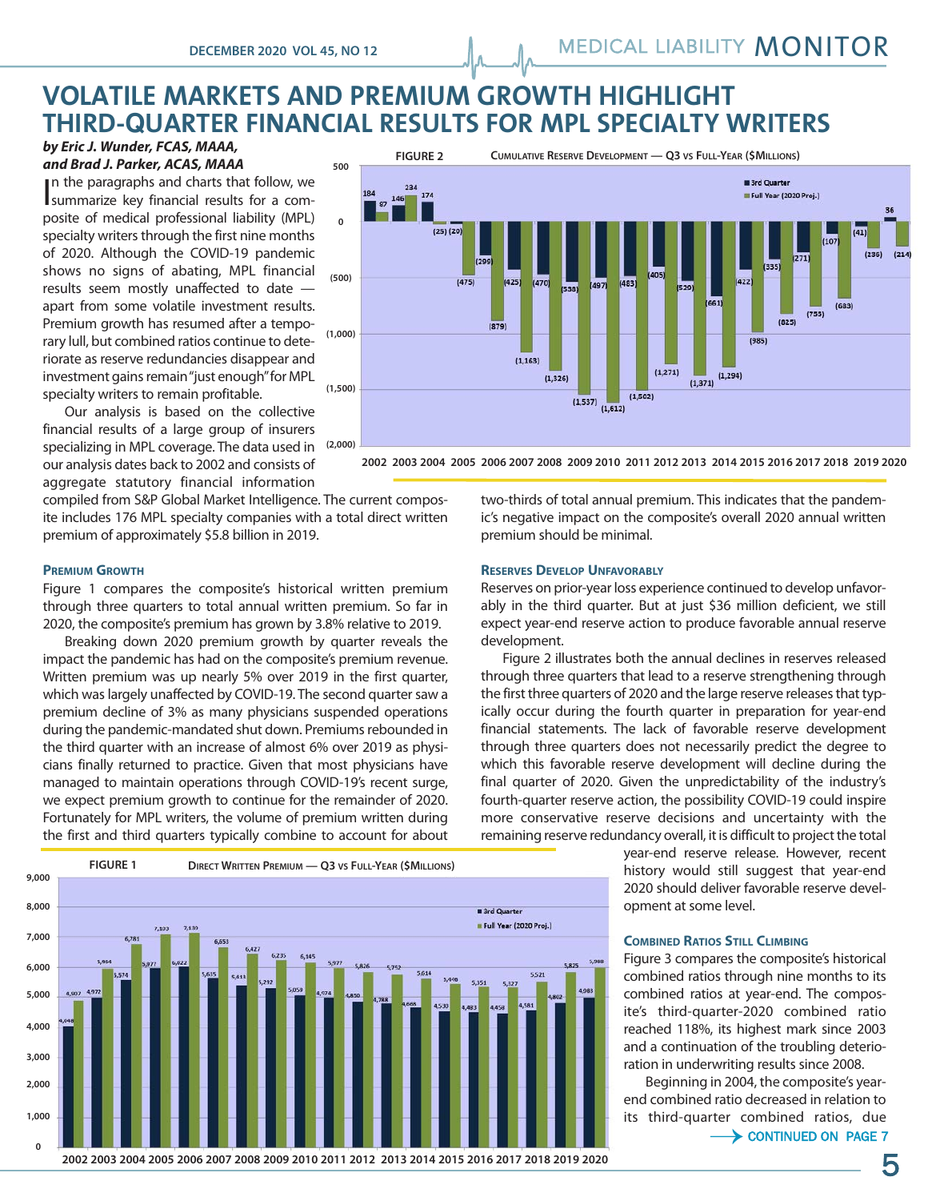# VOLATILE MARKETS AND PREMIUM GROWTH HIGHLIGHT THIRD-QUARTER FINANCIAL RESULTS FOR MPL SPECIALTY WRITERS

***by Eric J. Wunder, FCAS, MAAA, and Brad J. Parker, ACAS, MAAA***

In the paragraphs and charts that follow, we summarize key financial results for a composite of medical professional liability (MPL) specialty writers through the first nine months of 2020. Although the COVID-19 pandemic shows no signs of abating, MPL financial results seem mostly unaffected to date — apart from some volatile investment results. Premium growth has resumed after a temporary lull, but combined ratios continue to deteriorate as reserve redundancies disappear and investment gains remain "just enough" for MPL specialty writers to remain profitable.

Our analysis is based on the collective financial results of a large group of insurers specializing in MPL coverage. The data used in our analysis dates back to 2002 and consists of aggregate statutory financial information compiled from S&P Global Market Intelligence. The current composite includes 176 MPL specialty companies with a total direct written premium of approximately $5.8 billion in 2019.

**FIGURE 2** — CUMULATIVE RESERVE DEVELOPMENT — Q3 VS FULL-YEAR ($MILLIONS)

| Year | 3rd Quarter | Full Year (2020 Proj.) |
|---|---|---|
| 2002 | 184 | 87 |
| 2003 | 146 | 234 |
| 2004 | 174 | (25) |
| 2005 | (20) | (475) |
| 2006 | (299) | (879) |
| 2007 | (425) | (1,163) |
| 2008 | (470) | (1,326) |
| 2009 | (538) | (1,537) |
| 2010 | (497) | (1,612) |
| 2011 | (483) | (1,502) |
| 2012 | (405) | (1,271) |
| 2013 | (520) | (1,371) |
| 2014 | (661) | (1,294) |
| 2015 | (422) | (985) |
| 2016 | (335) | (825) |
| 2017 | (271) | (755) |
| 2018 | (107) | (683) |
| 2019 | (41) | (236) |
| 2020 | 36 | (214) |

### PREMIUM GROWTH

Figure 1 compares the composite's historical written premium through three quarters to total annual written premium. So far in 2020, the composite's premium has grown by 3.8% relative to 2019.

Breaking down 2020 premium growth by quarter reveals the impact the pandemic has had on the composite's premium revenue. Written premium was up nearly 5% over 2019 in the first quarter, which was largely unaffected by COVID-19. The second quarter saw a premium decline of 3% as many physicians suspended operations during the pandemic-mandated shut down. Premiums rebounded in the third quarter with an increase of almost 6% over 2019 as physicians finally returned to practice. Given that most physicians have managed to maintain operations through COVID-19's recent surge, we expect premium growth to continue for the remainder of 2020. Fortunately for MPL writers, the volume of premium written during the first and third quarters typically combine to account for about two-thirds of total annual premium. This indicates that the pandemic's negative impact on the composite's overall 2020 annual written premium should be minimal.

**FIGURE 1** — DIRECT WRITTEN PREMIUM — Q3 VS FULL-YEAR ($MILLIONS)

| Year | 3rd Quarter | Full Year (2020 Proj.) |
|---|---|---|
| 2002 | 4,048 | 4,907 |
| 2003 | 4,972 | 5,964 |
| 2004 | 5,574 | 6,781 |
| 2005 | 5,977 | 7,103 |
| 2006 | 6,022 | 7,130 |
| 2007 | 5,635 | 6,653 |
| 2008 | 5,413 | 6,427 |
| 2009 | 5,282 | 6,235 |
| 2010 | 5,059 | 6,145 |
| 2011 | 4,974 | 5,977 |
| 2012 | 4,850 | 5,826 |
| 2013 | 4,788 | 5,752 |
| 2014 | 4,666 | 5,614 |
| 2015 | 4,530 | 5,446 |
| 2016 | 4,483 | 5,351 |
| 2017 | 4,458 | 5,327 |
| 2018 | 4,581 | 5,521 |
| 2019 | 4,802 | 5,825 |
| 2020 | 4,983 | 5,988 |

### RESERVES DEVELOP UNFAVORABLY

Reserves on prior-year loss experience continued to develop unfavorably in the third quarter. But at just $36 million deficient, we still expect year-end reserve action to produce favorable annual reserve development.

Figure 2 illustrates both the annual declines in reserves released through three quarters that lead to a reserve strengthening through the first three quarters of 2020 and the large reserve releases that typically occur during the fourth quarter in preparation for year-end financial statements. The lack of favorable reserve development through three quarters does not necessarily predict the degree to which this favorable reserve development will decline during the final quarter of 2020. Given the unpredictability of the industry's fourth-quarter reserve action, the possibility COVID-19 could inspire more conservative reserve decisions and uncertainty with the remaining reserve redundancy overall, it is difficult to project the total year-end reserve release. However, recent history would still suggest that year-end 2020 should deliver favorable reserve development at some level.

### COMBINED RATIOS STILL CLIMBING

Figure 3 compares the composite's historical combined ratios through nine months to its combined ratios at year-end. The composite's third-quarter-2020 combined ratio reached 118%, its highest mark since 2003 and a continuation of the troubling deterioration in underwriting results since 2008.

Beginning in 2004, the composite's year-end combined ratio decreased in relation to its third-quarter combined ratios, due

CONTINUED ON PAGE 7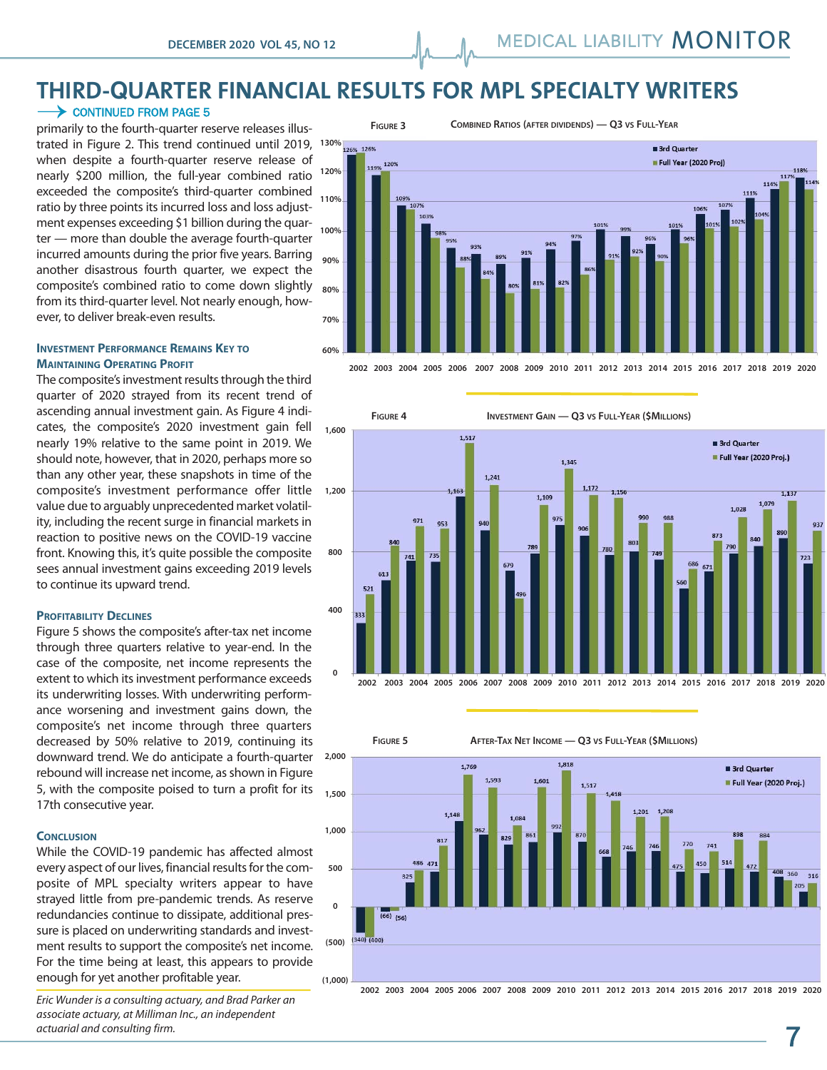# THIRD-QUARTER FINANCIAL RESULTS FOR MPL SPECIALTY WRITERS

→ CONTINUED FROM PAGE 5

primarily to the fourth-quarter reserve releases illustrated in Figure 2. This trend continued until 2019, when despite a fourth-quarter reserve release of nearly $200 million, the full-year combined ratio exceeded the composite's third-quarter combined ratio by three points its incurred loss and loss adjustment expenses exceeding $1 billion during the quarter — more than double the average fourth-quarter incurred amounts during the prior five years. Barring another disastrous fourth quarter, we expect the composite's combined ratio to come down slightly from its third-quarter level. Not nearly enough, however, to deliver break-even results.

### Investment Performance Remains Key to Maintaining Operating Profit

The composite's investment results through the third quarter of 2020 strayed from its recent trend of ascending annual investment gain. As Figure 4 indicates, the composite's 2020 investment gain fell nearly 19% relative to the same point in 2019. We should note, however, that in 2020, perhaps more so than any other year, these snapshots in time of the composite's investment performance offer little value due to arguably unprecedented market volatility, including the recent surge in financial markets in reaction to positive news on the COVID-19 vaccine front. Knowing this, it's quite possible the composite sees annual investment gains exceeding 2019 levels to continue its upward trend.

### Profitability Declines

Figure 5 shows the composite's after-tax net income through three quarters relative to year-end. In the case of the composite, net income represents the extent to which its investment performance exceeds its underwriting losses. With underwriting performance worsening and investment gains down, the composite's net income through three quarters decreased by 50% relative to 2019, continuing its downward trend. We do anticipate a fourth-quarter rebound will increase net income, as shown in Figure 5, with the composite poised to turn a profit for its 17th consecutive year.

### Conclusion

While the COVID-19 pandemic has affected almost every aspect of our lives, financial results for the composite of MPL specialty writers appear to have strayed little from pre-pandemic trends. As reserve redundancies continue to dissipate, additional pressure is placed on underwriting standards and investment results to support the composite's net income. For the time being at least, this appears to provide enough for yet another profitable year.

*Eric Wunder is a consulting actuary, and Brad Parker an associate actuary, at Milliman Inc., an independent actuarial and consulting firm.*

**Figure 3** Combined Ratios (after dividends) — Q3 vs Full-Year

■ 3rd Quarter ■ Full Year (2020 Proj)

2002 2003 2004 2005 2006 2007 2008 2009 2010 2011 2012 2013 2014 2015 2016 2017 2018 2019 2020

126% 126% 119% 120% 109% 107% 103% 98% 95% 88% 93% 84% 89% 80% 91% 81% 94% 82% 97% 86% 101% 91% 99% 92% 96% 90% 101% 96% 106% 101% 107% 102% 111% 104% 114% 117% 118% 114%

**Figure 4** Investment Gain — Q3 vs Full-Year ($Millions)

■ 3rd Quarter ■ Full Year (2020 Proj.)

2002 2003 2004 2005 2006 2007 2008 2009 2010 2011 2012 2013 2014 2015 2016 2017 2018 2019 2020

333 521 613 840 741 971 735 953 1,163 1,517 940 1,241 679 496 789 1,109 975 1,345 906 1,172 780 1,156 803 990 749 988 560 686 671 873 790 1,028 840 1,079 890 1,137 723 937

**Figure 5** After-Tax Net Income — Q3 vs Full-Year ($Millions)

■ 3rd Quarter ■ Full Year (2020 Proj.)

2002 2003 2004 2005 2006 2007 2008 2009 2010 2011 2012 2013 2014 2015 2016 2017 2018 2019 2020

(340) (400) (66) (56) 325 486 471 817 1,148 1,769 962 1,593 829 1,084 861 1,601 992 1,818 870 1,517 668 1,418 746 1,201 746 1,208 475 770 450 741 514 898 472 884 408 360 205 316